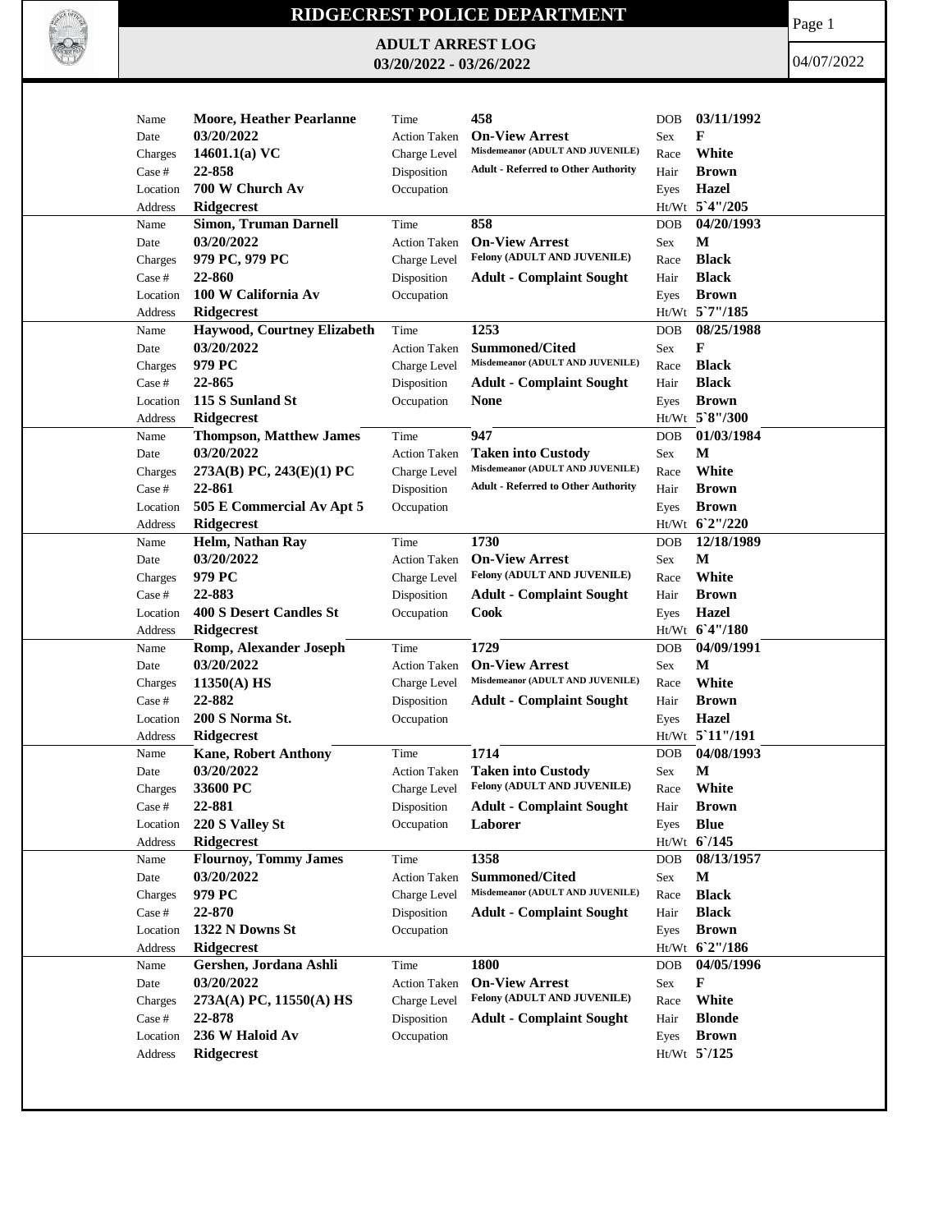# RIDGECREST POLICE DEPARTMENT

## ADULT ARREST LOG
## 03/20/2022 - 03/26/2022

04/07/2022

| Name | Date | Time | Action Taken | Charges | Charge Level | Case # | Disposition | Location | Occupation | Address | DOB | Sex | Race | Hair | Eyes | Ht/Wt |
|---|---|---|---|---|---|---|---|---|---|---|---|---|---|---|---|---|
| Moore, Heather Pearlanne | 03/20/2022 | 458 | On-View Arrest | 14601.1(a) VC | Misdemeanor (ADULT AND JUVENILE) | 22-858 | Adult - Referred to Other Authority | 700 W Church Av | | Ridgecrest | 03/11/1992 | F | White | Brown | Hazel | 5`4"/205 |
| Simon, Truman Darnell | 03/20/2022 | 858 | On-View Arrest | 979 PC, 979 PC | Felony (ADULT AND JUVENILE) | 22-860 | Adult - Complaint Sought | 100 W California Av | | Ridgecrest | 04/20/1993 | M | Black | Black | Brown | 5`7"/185 |
| Haywood, Courtney Elizabeth | 03/20/2022 | 1253 | Summoned/Cited | 979 PC | Misdemeanor (ADULT AND JUVENILE) | 22-865 | Adult - Complaint Sought | 115 S Sunland St | None | Ridgecrest | 08/25/1988 | F | Black | Black | Brown | 5`8"/300 |
| Thompson, Matthew James | 03/20/2022 | 947 | Taken into Custody | 273A(B) PC, 243(E)(1) PC | Misdemeanor (ADULT AND JUVENILE) | 22-861 | Adult - Referred to Other Authority | 505 E Commercial Av Apt 5 | | Ridgecrest | 01/03/1984 | M | White | Brown | Brown | 6`2"/220 |
| Helm, Nathan Ray | 03/20/2022 | 1730 | On-View Arrest | 979 PC | Felony (ADULT AND JUVENILE) | 22-883 | Adult - Complaint Sought | 400 S Desert Candles St | Cook | Ridgecrest | 12/18/1989 | M | White | Brown | Hazel | 6`4"/180 |
| Romp, Alexander Joseph | 03/20/2022 | 1729 | On-View Arrest | 11350(A) HS | Misdemeanor (ADULT AND JUVENILE) | 22-882 | Adult - Complaint Sought | 200 S Norma St. | | Ridgecrest | 04/09/1991 | M | White | Brown | Hazel | 5`11"/191 |
| Kane, Robert Anthony | 03/20/2022 | 1714 | Taken into Custody | 33600 PC | Felony (ADULT AND JUVENILE) | 22-881 | Adult - Complaint Sought | 220 S Valley St | Laborer | Ridgecrest | 04/08/1993 | M | White | Brown | Blue | 6`/145 |
| Flournoy, Tommy James | 03/20/2022 | 1358 | Summoned/Cited | 979 PC | Misdemeanor (ADULT AND JUVENILE) | 22-870 | Adult - Complaint Sought | 1322 N Downs St | | Ridgecrest | 08/13/1957 | M | Black | Black | Brown | 6`2"/186 |
| Gershen, Jordana Ashli | 03/20/2022 | 1800 | On-View Arrest | 273A(A) PC, 11550(A) HS | Felony (ADULT AND JUVENILE) | 22-878 | Adult - Complaint Sought | 236 W Haloid Av | | Ridgecrest | 04/05/1996 | F | White | Blonde | Brown | 5`/125 |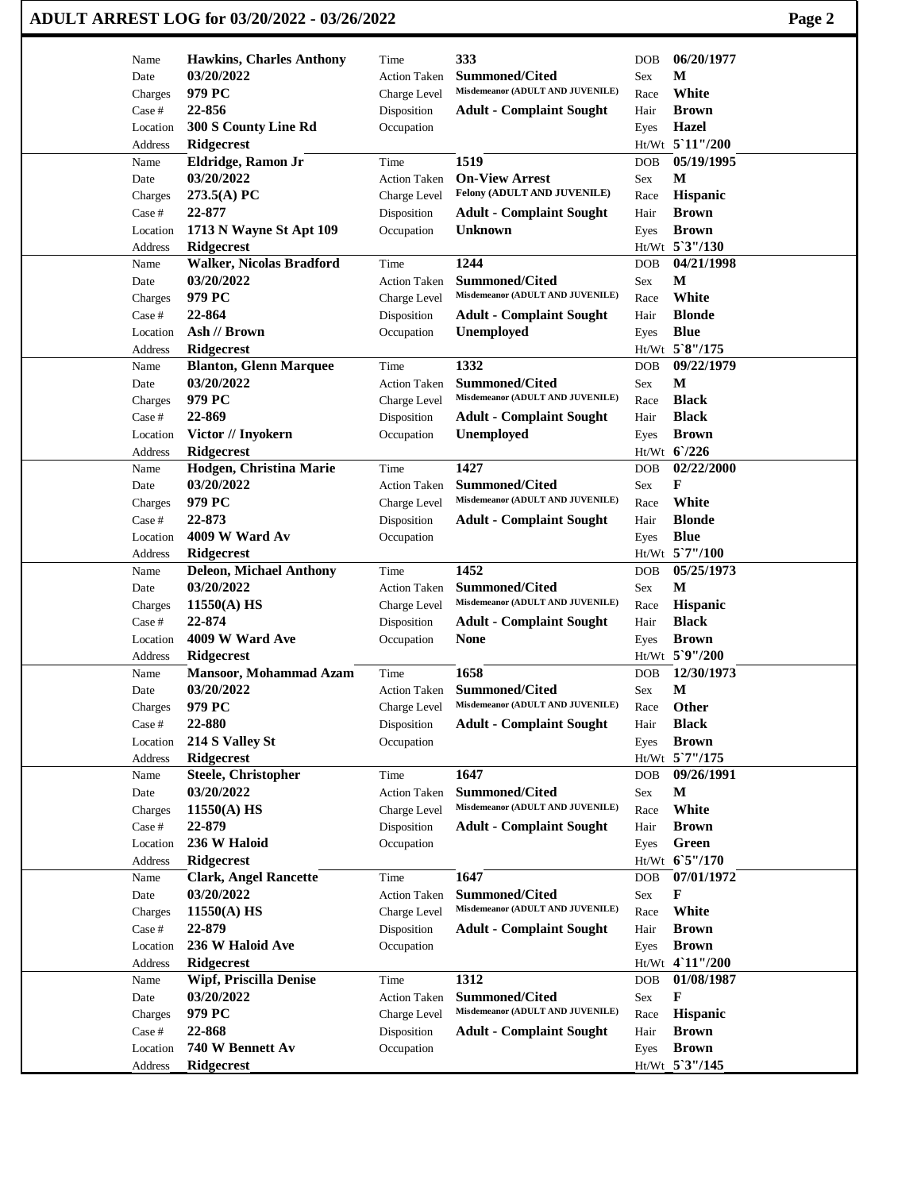# ADULT ARREST LOG for 03/20/2022 - 03/26/2022

| Name | Date | Charges | Case # | Location | Address | Time | Action Taken | Charge Level | Disposition | Occupation | DOB | Sex | Race | Hair | Eyes | Ht/Wt |
|---|---|---|---|---|---|---|---|---|---|---|---|---|---|---|---|---|
| Hawkins, Charles Anthony | 03/20/2022 | 979 PC | 22-856 | 300 S County Line Rd | Ridgecrest | 333 | Summoned/Cited | Misdemeanor (ADULT AND JUVENILE) | Adult - Complaint Sought | | 06/20/1977 | M | White | Brown | Hazel | 5`11"/200 |
| Eldridge, Ramon Jr | 03/20/2022 | 273.5(A) PC | 22-877 | 1713 N Wayne St Apt 109 | Ridgecrest | 1519 | On-View Arrest | Felony (ADULT AND JUVENILE) | Adult - Complaint Sought | Unknown | 05/19/1995 | M | Hispanic | Brown | Brown | 5`3"/130 |
| Walker, Nicolas Bradford | 03/20/2022 | 979 PC | 22-864 | Ash // Brown | Ridgecrest | 1244 | Summoned/Cited | Misdemeanor (ADULT AND JUVENILE) | Adult - Complaint Sought | Unemployed | 04/21/1998 | M | White | Blonde | Blue | 5`8"/175 |
| Blanton, Glenn Marquee | 03/20/2022 | 979 PC | 22-869 | Victor // Inyokern | Ridgecrest | 1332 | Summoned/Cited | Misdemeanor (ADULT AND JUVENILE) | Adult - Complaint Sought | Unemployed | 09/22/1979 | M | Black | Black | Brown | 6`/226 |
| Hodgen, Christina Marie | 03/20/2022 | 979 PC | 22-873 | 4009 W Ward Av | Ridgecrest | 1427 | Summoned/Cited | Misdemeanor (ADULT AND JUVENILE) | Adult - Complaint Sought | | 02/22/2000 | F | White | Blonde | Blue | 5`7"/100 |
| Deleon, Michael Anthony | 03/20/2022 | 11550(A) HS | 22-874 | 4009 W Ward Ave | Ridgecrest | 1452 | Summoned/Cited | Misdemeanor (ADULT AND JUVENILE) | Adult - Complaint Sought | None | 05/25/1973 | M | Hispanic | Black | Brown | 5`9"/200 |
| Mansoor, Mohammad Azam | 03/20/2022 | 979 PC | 22-880 | 214 S Valley St | Ridgecrest | 1658 | Summoned/Cited | Misdemeanor (ADULT AND JUVENILE) | Adult - Complaint Sought | | 12/30/1973 | M | Other | Black | Brown | 5`7"/175 |
| Steele, Christopher | 03/20/2022 | 11550(A) HS | 22-879 | 236 W Haloid | Ridgecrest | 1647 | Summoned/Cited | Misdemeanor (ADULT AND JUVENILE) | Adult - Complaint Sought | | 09/26/1991 | M | White | Brown | Green | 6`5"/170 |
| Clark, Angel Rancette | 03/20/2022 | 11550(A) HS | 22-879 | 236 W Haloid Ave | Ridgecrest | 1647 | Summoned/Cited | Misdemeanor (ADULT AND JUVENILE) | Adult - Complaint Sought | | 07/01/1972 | F | White | Brown | Brown | 4`11"/200 |
| Wipf, Priscilla Denise | 03/20/2022 | 979 PC | 22-868 | 740 W Bennett Av | Ridgecrest | 1312 | Summoned/Cited | Misdemeanor (ADULT AND JUVENILE) | Adult - Complaint Sought | | 01/08/1987 | F | Hispanic | Brown | Brown | 5`3"/145 |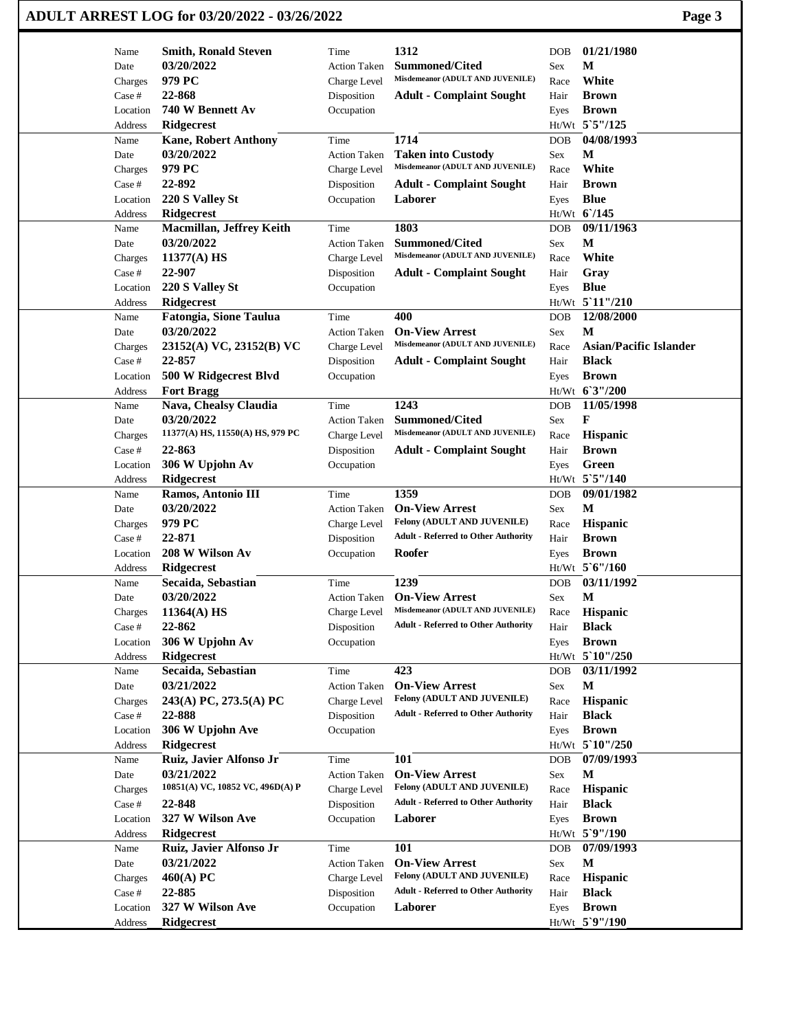## ADULT ARREST LOG for 03/20/2022 - 03/26/2022

| Name | Smith, Ronald Steven | Time | 1312 | DOB | 01/21/1980 |
|---|---|---|---|---|---|
| Date | 03/20/2022 | Action Taken | Summoned/Cited | Sex | M |
| Charges | 979 PC | Charge Level | Misdemeanor (ADULT AND JUVENILE) | Race | White |
| Case # | 22-868 | Disposition | Adult - Complaint Sought | Hair | Brown |
| Location | 740 W Bennett Av | Occupation | | Eyes | Brown |
| Address | Ridgecrest | | | Ht/Wt | 5`5"/125 |

| Name | Kane, Robert Anthony | Time | 1714 | DOB | 04/08/1993 |
|---|---|---|---|---|---|
| Date | 03/20/2022 | Action Taken | Taken into Custody | Sex | M |
| Charges | 979 PC | Charge Level | Misdemeanor (ADULT AND JUVENILE) | Race | White |
| Case # | 22-892 | Disposition | Adult - Complaint Sought | Hair | Brown |
| Location | 220 S Valley St | Occupation | Laborer | Eyes | Blue |
| Address | Ridgecrest | | | Ht/Wt | 6`/145 |

| Name | Macmillan, Jeffrey Keith | Time | 1803 | DOB | 09/11/1963 |
|---|---|---|---|---|---|
| Date | 03/20/2022 | Action Taken | Summoned/Cited | Sex | M |
| Charges | 11377(A) HS | Charge Level | Misdemeanor (ADULT AND JUVENILE) | Race | White |
| Case # | 22-907 | Disposition | Adult - Complaint Sought | Hair | Gray |
| Location | 220 S Valley St | Occupation | | Eyes | Blue |
| Address | Ridgecrest | | | Ht/Wt | 5`11"/210 |

| Name | Fatongia, Sione Taulua | Time | 400 | DOB | 12/08/2000 |
|---|---|---|---|---|---|
| Date | 03/20/2022 | Action Taken | On-View Arrest | Sex | M |
| Charges | 23152(A) VC, 23152(B) VC | Charge Level | Misdemeanor (ADULT AND JUVENILE) | Race | Asian/Pacific Islander |
| Case # | 22-857 | Disposition | Adult - Complaint Sought | Hair | Black |
| Location | 500 W Ridgecrest Blvd | Occupation | | Eyes | Brown |
| Address | Fort Bragg | | | Ht/Wt | 6`3"/200 |

| Name | Nava, Chealsy Claudia | Time | 1243 | DOB | 11/05/1998 |
|---|---|---|---|---|---|
| Date | 03/20/2022 | Action Taken | Summoned/Cited | Sex | F |
| Charges | 11377(A) HS, 11550(A) HS, 979 PC | Charge Level | Misdemeanor (ADULT AND JUVENILE) | Race | Hispanic |
| Case # | 22-863 | Disposition | Adult - Complaint Sought | Hair | Brown |
| Location | 306 W Upjohn Av | Occupation | | Eyes | Green |
| Address | Ridgecrest | | | Ht/Wt | 5`5"/140 |

| Name | Ramos, Antonio III | Time | 1359 | DOB | 09/01/1982 |
|---|---|---|---|---|---|
| Date | 03/20/2022 | Action Taken | On-View Arrest | Sex | M |
| Charges | 979 PC | Charge Level | Felony (ADULT AND JUVENILE) | Race | Hispanic |
| Case # | 22-871 | Disposition | Adult - Referred to Other Authority | Hair | Brown |
| Location | 208 W Wilson Av | Occupation | Roofer | Eyes | Brown |
| Address | Ridgecrest | | | Ht/Wt | 5`6"/160 |

| Name | Secaida, Sebastian | Time | 1239 | DOB | 03/11/1992 |
|---|---|---|---|---|---|
| Date | 03/20/2022 | Action Taken | On-View Arrest | Sex | M |
| Charges | 11364(A) HS | Charge Level | Misdemeanor (ADULT AND JUVENILE) | Race | Hispanic |
| Case # | 22-862 | Disposition | Adult - Referred to Other Authority | Hair | Black |
| Location | 306 W Upjohn Av | Occupation | | Eyes | Brown |
| Address | Ridgecrest | | | Ht/Wt | 5`10"/250 |

| Name | Secaida, Sebastian | Time | 423 | DOB | 03/11/1992 |
|---|---|---|---|---|---|
| Date | 03/21/2022 | Action Taken | On-View Arrest | Sex | M |
| Charges | 243(A) PC, 273.5(A) PC | Charge Level | Felony (ADULT AND JUVENILE) | Race | Hispanic |
| Case # | 22-888 | Disposition | Adult - Referred to Other Authority | Hair | Black |
| Location | 306 W Upjohn Ave | Occupation | | Eyes | Brown |
| Address | Ridgecrest | | | Ht/Wt | 5`10"/250 |

| Name | Ruiz, Javier Alfonso Jr | Time | 101 | DOB | 07/09/1993 |
|---|---|---|---|---|---|
| Date | 03/21/2022 | Action Taken | On-View Arrest | Sex | M |
| Charges | 10851(A) VC, 10852 VC, 496D(A) P | Charge Level | Felony (ADULT AND JUVENILE) | Race | Hispanic |
| Case # | 22-848 | Disposition | Adult - Referred to Other Authority | Hair | Black |
| Location | 327 W Wilson Ave | Occupation | Laborer | Eyes | Brown |
| Address | Ridgecrest | | | Ht/Wt | 5`9"/190 |

| Name | Ruiz, Javier Alfonso Jr | Time | 101 | DOB | 07/09/1993 |
|---|---|---|---|---|---|
| Date | 03/21/2022 | Action Taken | On-View Arrest | Sex | M |
| Charges | 460(A) PC | Charge Level | Felony (ADULT AND JUVENILE) | Race | Hispanic |
| Case # | 22-885 | Disposition | Adult - Referred to Other Authority | Hair | Black |
| Location | 327 W Wilson Ave | Occupation | Laborer | Eyes | Brown |
| Address | Ridgecrest | | | Ht/Wt | 5`9"/190 |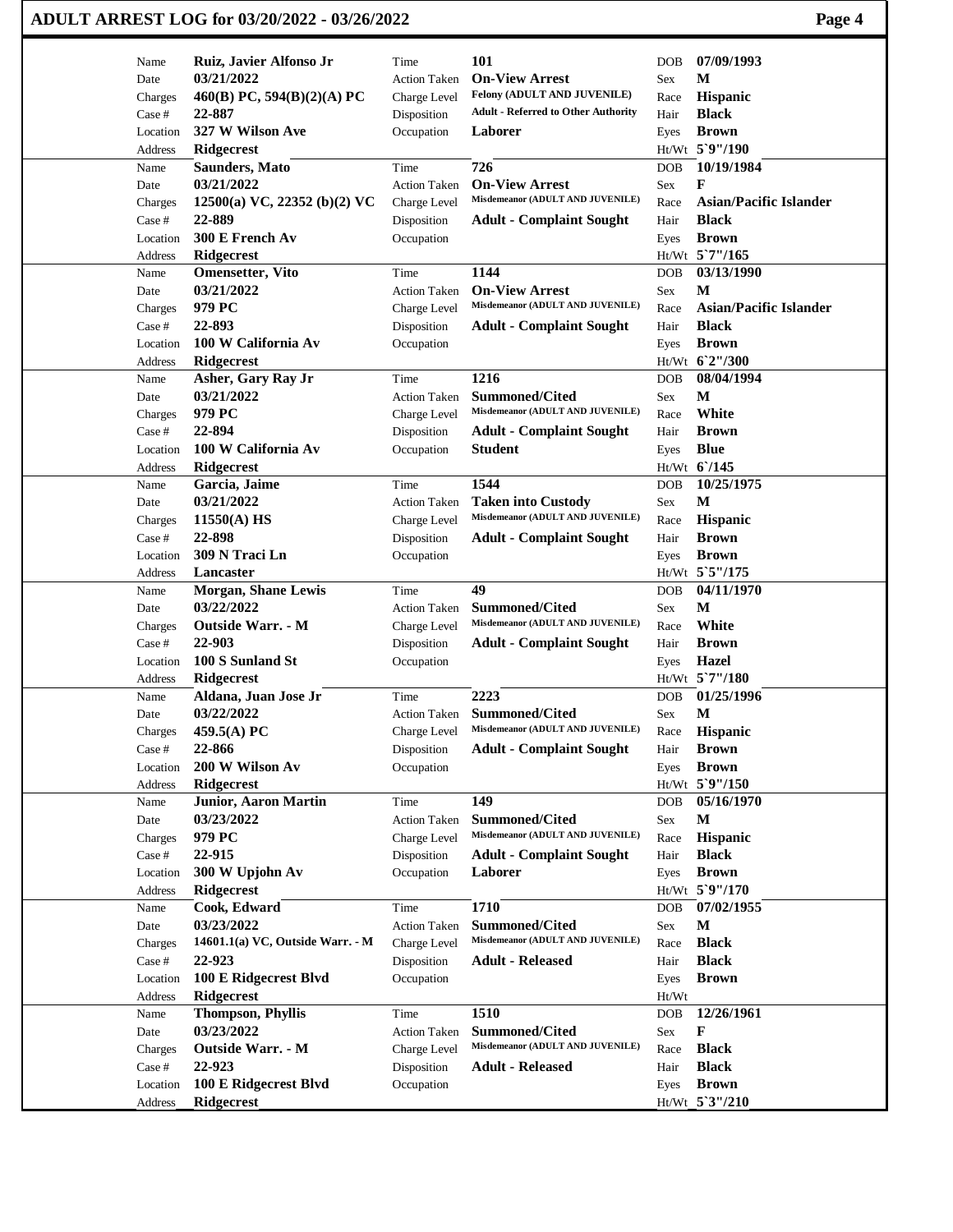# ADULT ARREST LOG for 03/20/2022 - 03/26/2022

| Name | Ruiz, Javier Alfonso Jr | Time | 101 | DOB | 07/09/1993 |
|---|---|---|---|---|---|
| Date | 03/21/2022 | Action Taken | On-View Arrest | Sex | M |
| Charges | 460(B) PC, 594(B)(2)(A) PC | Charge Level | Felony (ADULT AND JUVENILE) | Race | Hispanic |
| Case # | 22-887 | Disposition | Adult - Referred to Other Authority | Hair | Black |
| Location | 327 W Wilson Ave | Occupation | Laborer | Eyes | Brown |
| Address | Ridgecrest | | | Ht/Wt | 5`9"/190 |
| Name | Saunders, Mato | Time | 726 | DOB | 10/19/1984 |
| Date | 03/21/2022 | Action Taken | On-View Arrest | Sex | F |
| Charges | 12500(a) VC, 22352 (b)(2) VC | Charge Level | Misdemeanor (ADULT AND JUVENILE) | Race | Asian/Pacific Islander |
| Case # | 22-889 | Disposition | Adult - Complaint Sought | Hair | Black |
| Location | 300 E French Av | Occupation | | Eyes | Brown |
| Address | Ridgecrest | | | Ht/Wt | 5`7"/165 |
| Name | Omensetter, Vito | Time | 1144 | DOB | 03/13/1990 |
| Date | 03/21/2022 | Action Taken | On-View Arrest | Sex | M |
| Charges | 979 PC | Charge Level | Misdemeanor (ADULT AND JUVENILE) | Race | Asian/Pacific Islander |
| Case # | 22-893 | Disposition | Adult - Complaint Sought | Hair | Black |
| Location | 100 W California Av | Occupation | | Eyes | Brown |
| Address | Ridgecrest | | | Ht/Wt | 6`2"/300 |
| Name | Asher, Gary Ray Jr | Time | 1216 | DOB | 08/04/1994 |
| Date | 03/21/2022 | Action Taken | Summoned/Cited | Sex | M |
| Charges | 979 PC | Charge Level | Misdemeanor (ADULT AND JUVENILE) | Race | White |
| Case # | 22-894 | Disposition | Adult - Complaint Sought | Hair | Brown |
| Location | 100 W California Av | Occupation | Student | Eyes | Blue |
| Address | Ridgecrest | | | Ht/Wt | 6`/145 |
| Name | Garcia, Jaime | Time | 1544 | DOB | 10/25/1975 |
| Date | 03/21/2022 | Action Taken | Taken into Custody | Sex | M |
| Charges | 11550(A) HS | Charge Level | Misdemeanor (ADULT AND JUVENILE) | Race | Hispanic |
| Case # | 22-898 | Disposition | Adult - Complaint Sought | Hair | Brown |
| Location | 309 N Traci Ln | Occupation | | Eyes | Brown |
| Address | Lancaster | | | Ht/Wt | 5`5"/175 |
| Name | Morgan, Shane Lewis | Time | 49 | DOB | 04/11/1970 |
| Date | 03/22/2022 | Action Taken | Summoned/Cited | Sex | M |
| Charges | Outside Warr. - M | Charge Level | Misdemeanor (ADULT AND JUVENILE) | Race | White |
| Case # | 22-903 | Disposition | Adult - Complaint Sought | Hair | Brown |
| Location | 100 S Sunland St | Occupation | | Eyes | Hazel |
| Address | Ridgecrest | | | Ht/Wt | 5`7"/180 |
| Name | Aldana, Juan Jose Jr | Time | 2223 | DOB | 01/25/1996 |
| Date | 03/22/2022 | Action Taken | Summoned/Cited | Sex | M |
| Charges | 459.5(A) PC | Charge Level | Misdemeanor (ADULT AND JUVENILE) | Race | Hispanic |
| Case # | 22-866 | Disposition | Adult - Complaint Sought | Hair | Brown |
| Location | 200 W Wilson Av | Occupation | | Eyes | Brown |
| Address | Ridgecrest | | | Ht/Wt | 5`9"/150 |
| Name | Junior, Aaron Martin | Time | 149 | DOB | 05/16/1970 |
| Date | 03/23/2022 | Action Taken | Summoned/Cited | Sex | M |
| Charges | 979 PC | Charge Level | Misdemeanor (ADULT AND JUVENILE) | Race | Hispanic |
| Case # | 22-915 | Disposition | Adult - Complaint Sought | Hair | Black |
| Location | 300 W Upjohn Av | Occupation | Laborer | Eyes | Brown |
| Address | Ridgecrest | | | Ht/Wt | 5`9"/170 |
| Name | Cook, Edward | Time | 1710 | DOB | 07/02/1955 |
| Date | 03/23/2022 | Action Taken | Summoned/Cited | Sex | M |
| Charges | 14601.1(a) VC, Outside Warr. - M | Charge Level | Misdemeanor (ADULT AND JUVENILE) | Race | Black |
| Case # | 22-923 | Disposition | Adult - Released | Hair | Black |
| Location | 100 E Ridgecrest Blvd | Occupation | | Eyes | Brown |
| Address | Ridgecrest | | | Ht/Wt | |
| Name | Thompson, Phyllis | Time | 1510 | DOB | 12/26/1961 |
| Date | 03/23/2022 | Action Taken | Summoned/Cited | Sex | F |
| Charges | Outside Warr. - M | Charge Level | Misdemeanor (ADULT AND JUVENILE) | Race | Black |
| Case # | 22-923 | Disposition | Adult - Released | Hair | Black |
| Location | 100 E Ridgecrest Blvd | Occupation | | Eyes | Brown |
| Address | Ridgecrest | | | Ht/Wt | 5`3"/210 |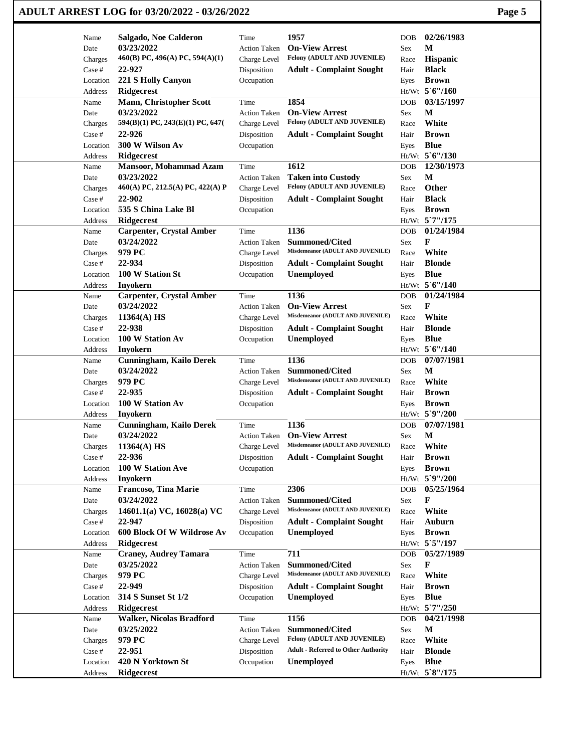# ADULT ARREST LOG for 03/20/2022 - 03/26/2022

| Name | Salgado, Noe Calderon | Time | 1957 | DOB | 02/26/1983 |
|---|---|---|---|---|---|
| Date | 03/23/2022 | Action Taken | On-View Arrest | Sex | M |
| Charges | 460(B) PC, 496(A) PC, 594(A)(1) | Charge Level | Felony (ADULT AND JUVENILE) | Race | Hispanic |
| Case # | 22-927 | Disposition | Adult - Complaint Sought | Hair | Black |
| Location | 221 S Holly Canyon | Occupation | | Eyes | Brown |
| Address | Ridgecrest | | | Ht/Wt | 5`6"/160 |

| Name | Mann, Christopher Scott | Time | 1854 | DOB | 03/15/1997 |
|---|---|---|---|---|---|
| Date | 03/23/2022 | Action Taken | On-View Arrest | Sex | M |
| Charges | 594(B)(1) PC, 243(E)(1) PC, 647( | Charge Level | Felony (ADULT AND JUVENILE) | Race | White |
| Case # | 22-926 | Disposition | Adult - Complaint Sought | Hair | Brown |
| Location | 300 W Wilson Av | Occupation | | Eyes | Blue |
| Address | Ridgecrest | | | Ht/Wt | 5`6"/130 |

| Name | Mansoor, Mohammad Azam | Time | 1612 | DOB | 12/30/1973 |
|---|---|---|---|---|---|
| Date | 03/23/2022 | Action Taken | Taken into Custody | Sex | M |
| Charges | 460(A) PC, 212.5(A) PC, 422(A) P | Charge Level | Felony (ADULT AND JUVENILE) | Race | Other |
| Case # | 22-902 | Disposition | Adult - Complaint Sought | Hair | Black |
| Location | 535 S China Lake Bl | Occupation | | Eyes | Brown |
| Address | Ridgecrest | | | Ht/Wt | 5`7"/175 |

| Name | Carpenter, Crystal Amber | Time | 1136 | DOB | 01/24/1984 |
|---|---|---|---|---|---|
| Date | 03/24/2022 | Action Taken | Summoned/Cited | Sex | F |
| Charges | 979 PC | Charge Level | Misdemeanor (ADULT AND JUVENILE) | Race | White |
| Case # | 22-934 | Disposition | Adult - Complaint Sought | Hair | Blonde |
| Location | 100 W Station St | Occupation | Unemployed | Eyes | Blue |
| Address | Inyokern | | | Ht/Wt | 5`6"/140 |

| Name | Carpenter, Crystal Amber | Time | 1136 | DOB | 01/24/1984 |
|---|---|---|---|---|---|
| Date | 03/24/2022 | Action Taken | On-View Arrest | Sex | F |
| Charges | 11364(A) HS | Charge Level | Misdemeanor (ADULT AND JUVENILE) | Race | White |
| Case # | 22-938 | Disposition | Adult - Complaint Sought | Hair | Blonde |
| Location | 100 W Station Av | Occupation | Unemployed | Eyes | Blue |
| Address | Inyokern | | | Ht/Wt | 5`6"/140 |

| Name | Cunningham, Kailo Derek | Time | 1136 | DOB | 07/07/1981 |
|---|---|---|---|---|---|
| Date | 03/24/2022 | Action Taken | Summoned/Cited | Sex | M |
| Charges | 979 PC | Charge Level | Misdemeanor (ADULT AND JUVENILE) | Race | White |
| Case # | 22-935 | Disposition | Adult - Complaint Sought | Hair | Brown |
| Location | 100 W Station Av | Occupation | | Eyes | Brown |
| Address | Inyokern | | | Ht/Wt | 5`9"/200 |

| Name | Cunningham, Kailo Derek | Time | 1136 | DOB | 07/07/1981 |
|---|---|---|---|---|---|
| Date | 03/24/2022 | Action Taken | On-View Arrest | Sex | M |
| Charges | 11364(A) HS | Charge Level | Misdemeanor (ADULT AND JUVENILE) | Race | White |
| Case # | 22-936 | Disposition | Adult - Complaint Sought | Hair | Brown |
| Location | 100 W Station Ave | Occupation | | Eyes | Brown |
| Address | Inyokern | | | Ht/Wt | 5`9"/200 |

| Name | Francoso, Tina Marie | Time | 2306 | DOB | 05/25/1964 |
|---|---|---|---|---|---|
| Date | 03/24/2022 | Action Taken | Summoned/Cited | Sex | F |
| Charges | 14601.1(a) VC, 16028(a) VC | Charge Level | Misdemeanor (ADULT AND JUVENILE) | Race | White |
| Case # | 22-947 | Disposition | Adult - Complaint Sought | Hair | Auburn |
| Location | 600 Block Of W Wildrose Av | Occupation | Unemployed | Eyes | Brown |
| Address | Ridgecrest | | | Ht/Wt | 5`5"/197 |

| Name | Craney, Audrey Tamara | Time | 711 | DOB | 05/27/1989 |
|---|---|---|---|---|---|
| Date | 03/25/2022 | Action Taken | Summoned/Cited | Sex | F |
| Charges | 979 PC | Charge Level | Misdemeanor (ADULT AND JUVENILE) | Race | White |
| Case # | 22-949 | Disposition | Adult - Complaint Sought | Hair | Brown |
| Location | 314 S Sunset St 1/2 | Occupation | Unemployed | Eyes | Blue |
| Address | Ridgecrest | | | Ht/Wt | 5`7"/250 |

| Name | Walker, Nicolas Bradford | Time | 1156 | DOB | 04/21/1998 |
|---|---|---|---|---|---|
| Date | 03/25/2022 | Action Taken | Summoned/Cited | Sex | M |
| Charges | 979 PC | Charge Level | Felony (ADULT AND JUVENILE) | Race | White |
| Case # | 22-951 | Disposition | Adult - Referred to Other Authority | Hair | Blonde |
| Location | 420 N Yorktown St | Occupation | Unemployed | Eyes | Blue |
| Address | Ridgecrest | | | Ht/Wt | 5`8"/175 |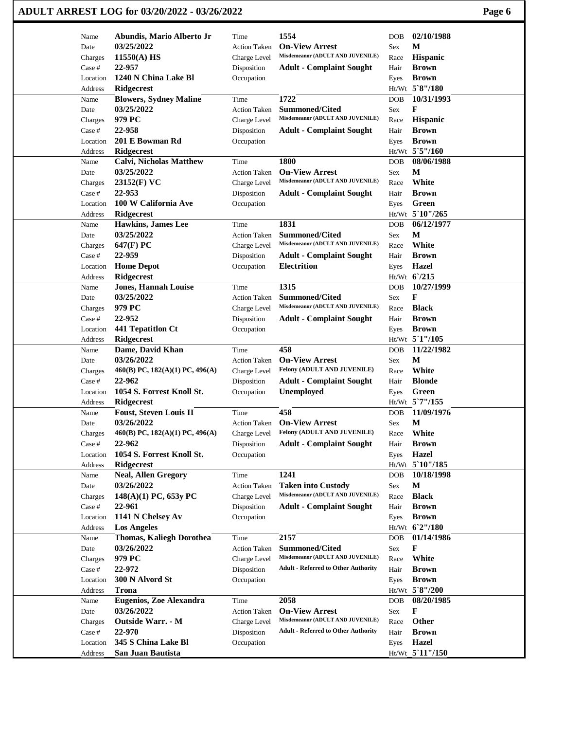# ADULT ARREST LOG for 03/20/2022 - 03/26/2022

| Name | Date | Charges | Case # | Location | Address | Time | Action Taken | Charge Level | Disposition | Occupation | DOB | Sex | Race | Hair | Eyes | Ht/Wt |
|---|---|---|---|---|---|---|---|---|---|---|---|---|---|---|---|---|
| Abundis, Mario Alberto Jr | 03/25/2022 | 11550(A) HS | 22-957 | 1240 N China Lake Bl | Ridgecrest | 1554 | On-View Arrest | Misdemeanor (ADULT AND JUVENILE) | Adult - Complaint Sought | | 02/10/1988 | M | Hispanic | Brown | Brown | 5`8"/180 |
| Blowers, Sydney Maline | 03/25/2022 | 979 PC | 22-958 | 201 E Bowman Rd | Ridgecrest | 1722 | Summoned/Cited | Misdemeanor (ADULT AND JUVENILE) | Adult - Complaint Sought | | 10/31/1993 | F | Hispanic | Brown | Brown | 5`5"/160 |
| Calvi, Nicholas Matthew | 03/25/2022 | 23152(F) VC | 22-953 | 100 W California Ave | Ridgecrest | 1800 | On-View Arrest | Misdemeanor (ADULT AND JUVENILE) | Adult - Complaint Sought | | 08/06/1988 | M | White | Brown | Green | 5`10"/265 |
| Hawkins, James Lee | 03/25/2022 | 647(F) PC | 22-959 | Home Depot | Ridgecrest | 1831 | Summoned/Cited | Misdemeanor (ADULT AND JUVENILE) | Adult - Complaint Sought | Electrition | 06/12/1977 | M | White | Brown | Hazel | 6`/215 |
| Jones, Hannah Louise | 03/25/2022 | 979 PC | 22-952 | 441 Tepatitlon Ct | Ridgecrest | 1315 | Summoned/Cited | Misdemeanor (ADULT AND JUVENILE) | Adult - Complaint Sought | | 10/27/1999 | F | Black | Brown | Brown | 5`1"/105 |
| Dame, David Khan | 03/26/2022 | 460(B) PC, 182(A)(1) PC, 496(A) | 22-962 | 1054 S. Forrest Knoll St. | Ridgecrest | 458 | On-View Arrest | Felony (ADULT AND JUVENILE) | Adult - Complaint Sought | Unemployed | 11/22/1982 | M | White | Blonde | Green | 5`7"/155 |
| Foust, Steven Louis II | 03/26/2022 | 460(B) PC, 182(A)(1) PC, 496(A) | 22-962 | 1054 S. Forrest Knoll St. | Ridgecrest | 458 | On-View Arrest | Felony (ADULT AND JUVENILE) | Adult - Complaint Sought | | 11/09/1976 | M | White | Brown | Hazel | 5`10"/185 |
| Neal, Allen Gregory | 03/26/2022 | 148(A)(1) PC, 653y PC | 22-961 | 1141 N Chelsey Av | Los Angeles | 1241 | Taken into Custody | Misdemeanor (ADULT AND JUVENILE) | Adult - Complaint Sought | | 10/18/1998 | M | Black | Brown | Brown | 6`2"/180 |
| Thomas, Kaliegh Dorothea | 03/26/2022 | 979 PC | 22-972 | 300 N Alvord St | Trona | 2157 | Summoned/Cited | Misdemeanor (ADULT AND JUVENILE) | Adult - Referred to Other Authority | | 01/14/1986 | F | White | Brown | Brown | 5`8"/200 |
| Eugenios, Zoe Alexandra | 03/26/2022 | Outside Warr. - M | 22-970 | 345 S China Lake Bl | San Juan Bautista | 2058 | On-View Arrest | Misdemeanor (ADULT AND JUVENILE) | Adult - Referred to Other Authority | | 08/20/1985 | F | Other | Brown | Hazel | 5`11"/150 |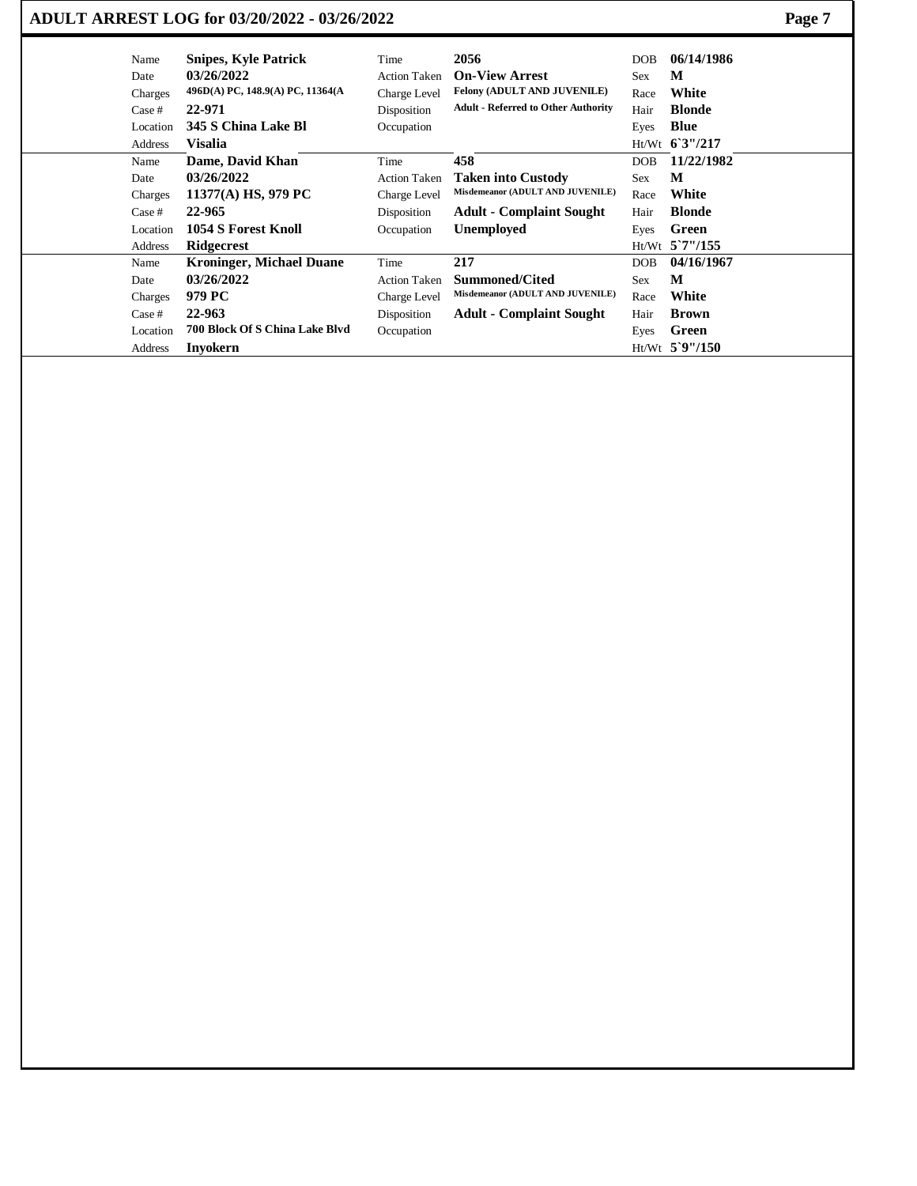# ADULT ARREST LOG for 03/20/2022 - 03/26/2022

| | | | | | |
|---|---|---|---|---|---|
| Name | **Snipes, Kyle Patrick** | Time | **2056** | DOB | **06/14/1986** |
| Date | **03/26/2022** | Action Taken | **On-View Arrest** | Sex | **M** |
| Charges | **496D(A) PC, 148.9(A) PC, 11364(A** | Charge Level | **Felony (ADULT AND JUVENILE)** | Race | **White** |
| Case # | **22-971** | Disposition | **Adult - Referred to Other Authority** | Hair | **Blonde** |
| Location | **345 S China Lake Bl** | Occupation | | Eyes | **Blue** |
| Address | **Visalia** | | | Ht/Wt | **6`3"/217** |

| | | | | | |
|---|---|---|---|---|---|
| Name | **Dame, David Khan** | Time | **458** | DOB | **11/22/1982** |
| Date | **03/26/2022** | Action Taken | **Taken into Custody** | Sex | **M** |
| Charges | **11377(A) HS, 979 PC** | Charge Level | **Misdemeanor (ADULT AND JUVENILE)** | Race | **White** |
| Case # | **22-965** | Disposition | **Adult - Complaint Sought** | Hair | **Blonde** |
| Location | **1054 S Forest Knoll** | Occupation | **Unemployed** | Eyes | **Green** |
| Address | **Ridgecrest** | | | Ht/Wt | **5`7"/155** |

| | | | | | |
|---|---|---|---|---|---|
| Name | **Kroninger, Michael Duane** | Time | **217** | DOB | **04/16/1967** |
| Date | **03/26/2022** | Action Taken | **Summoned/Cited** | Sex | **M** |
| Charges | **979 PC** | Charge Level | **Misdemeanor (ADULT AND JUVENILE)** | Race | **White** |
| Case # | **22-963** | Disposition | **Adult - Complaint Sought** | Hair | **Brown** |
| Location | **700 Block Of S China Lake Blvd** | Occupation | | Eyes | **Green** |
| Address | **Inyokern** | | | Ht/Wt | **5`9"/150** |